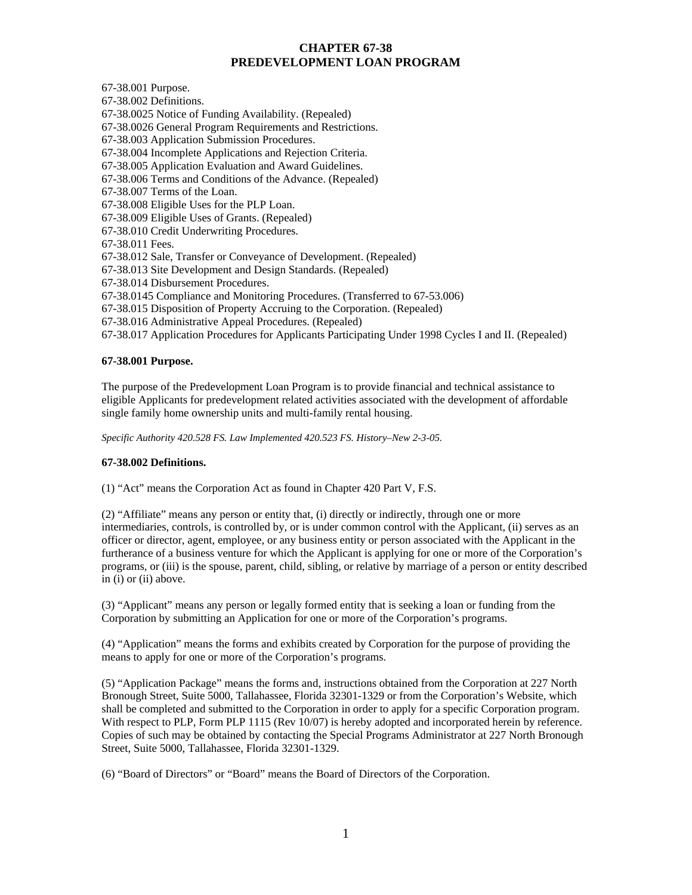# CHAPTER 67-38
# PREDEVELOPMENT LOAN PROGRAM

67-38.001 Purpose.
67-38.002 Definitions.
67-38.0025 Notice of Funding Availability. (Repealed)
67-38.0026 General Program Requirements and Restrictions.
67-38.003 Application Submission Procedures.
67-38.004 Incomplete Applications and Rejection Criteria.
67-38.005 Application Evaluation and Award Guidelines.
67-38.006 Terms and Conditions of the Advance. (Repealed)
67-38.007 Terms of the Loan.
67-38.008 Eligible Uses for the PLP Loan.
67-38.009 Eligible Uses of Grants. (Repealed)
67-38.010 Credit Underwriting Procedures.
67-38.011 Fees.
67-38.012 Sale, Transfer or Conveyance of Development. (Repealed)
67-38.013 Site Development and Design Standards. (Repealed)
67-38.014 Disbursement Procedures.
67-38.0145 Compliance and Monitoring Procedures. (Transferred to 67-53.006)
67-38.015 Disposition of Property Accruing to the Corporation. (Repealed)
67-38.016 Administrative Appeal Procedures. (Repealed)
67-38.017 Application Procedures for Applicants Participating Under 1998 Cycles I and II. (Repealed)

**67-38.001 Purpose.**

The purpose of the Predevelopment Loan Program is to provide financial and technical assistance to eligible Applicants for predevelopment related activities associated with the development of affordable single family home ownership units and multi-family rental housing.

*Specific Authority 420.528 FS. Law Implemented 420.523 FS. History–New 2-3-05.*

**67-38.002 Definitions.**

(1) "Act" means the Corporation Act as found in Chapter 420 Part V, F.S.

(2) "Affiliate" means any person or entity that, (i) directly or indirectly, through one or more intermediaries, controls, is controlled by, or is under common control with the Applicant, (ii) serves as an officer or director, agent, employee, or any business entity or person associated with the Applicant in the furtherance of a business venture for which the Applicant is applying for one or more of the Corporation's programs, or (iii) is the spouse, parent, child, sibling, or relative by marriage of a person or entity described in (i) or (ii) above.

(3) "Applicant" means any person or legally formed entity that is seeking a loan or funding from the Corporation by submitting an Application for one or more of the Corporation's programs.

(4) "Application" means the forms and exhibits created by Corporation for the purpose of providing the means to apply for one or more of the Corporation's programs.

(5) "Application Package" means the forms and, instructions obtained from the Corporation at 227 North Bronough Street, Suite 5000, Tallahassee, Florida 32301-1329 or from the Corporation's Website, which shall be completed and submitted to the Corporation in order to apply for a specific Corporation program. With respect to PLP, Form PLP 1115 (Rev 10/07) is hereby adopted and incorporated herein by reference. Copies of such may be obtained by contacting the Special Programs Administrator at 227 North Bronough Street, Suite 5000, Tallahassee, Florida 32301-1329.

(6) "Board of Directors" or "Board" means the Board of Directors of the Corporation.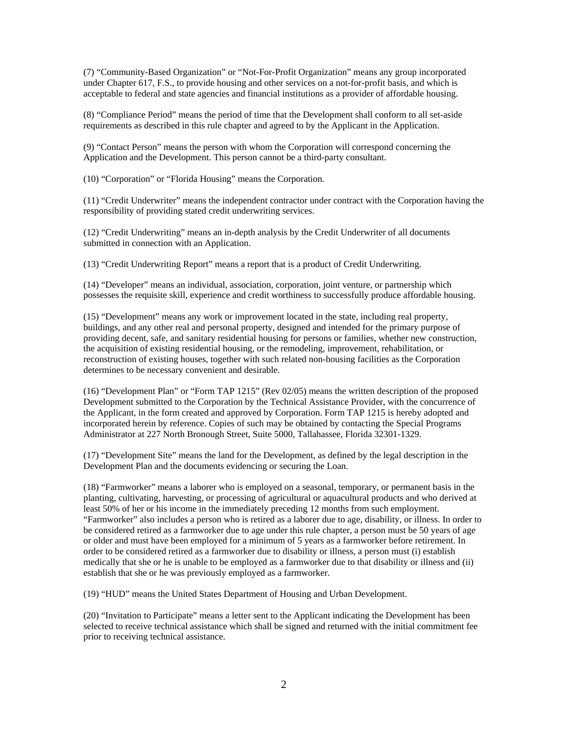(7) "Community-Based Organization" or "Not-For-Profit Organization" means any group incorporated under Chapter 617, F.S., to provide housing and other services on a not-for-profit basis, and which is acceptable to federal and state agencies and financial institutions as a provider of affordable housing.

(8) "Compliance Period" means the period of time that the Development shall conform to all set-aside requirements as described in this rule chapter and agreed to by the Applicant in the Application.

(9) "Contact Person" means the person with whom the Corporation will correspond concerning the Application and the Development. This person cannot be a third-party consultant.

(10) "Corporation" or "Florida Housing" means the Corporation.

(11) "Credit Underwriter" means the independent contractor under contract with the Corporation having the responsibility of providing stated credit underwriting services.

(12) "Credit Underwriting" means an in-depth analysis by the Credit Underwriter of all documents submitted in connection with an Application.

(13) "Credit Underwriting Report" means a report that is a product of Credit Underwriting.

(14) "Developer" means an individual, association, corporation, joint venture, or partnership which possesses the requisite skill, experience and credit worthiness to successfully produce affordable housing.

(15) "Development" means any work or improvement located in the state, including real property, buildings, and any other real and personal property, designed and intended for the primary purpose of providing decent, safe, and sanitary residential housing for persons or families, whether new construction, the acquisition of existing residential housing, or the remodeling, improvement, rehabilitation, or reconstruction of existing houses, together with such related non-housing facilities as the Corporation determines to be necessary convenient and desirable.

(16) "Development Plan" or "Form TAP 1215" (Rev 02/05) means the written description of the proposed Development submitted to the Corporation by the Technical Assistance Provider, with the concurrence of the Applicant, in the form created and approved by Corporation. Form TAP 1215 is hereby adopted and incorporated herein by reference. Copies of such may be obtained by contacting the Special Programs Administrator at 227 North Bronough Street, Suite 5000, Tallahassee, Florida 32301-1329.

(17) "Development Site" means the land for the Development, as defined by the legal description in the Development Plan and the documents evidencing or securing the Loan.

(18) "Farmworker" means a laborer who is employed on a seasonal, temporary, or permanent basis in the planting, cultivating, harvesting, or processing of agricultural or aquacultural products and who derived at least 50% of her or his income in the immediately preceding 12 months from such employment. "Farmworker" also includes a person who is retired as a laborer due to age, disability, or illness. In order to be considered retired as a farmworker due to age under this rule chapter, a person must be 50 years of age or older and must have been employed for a minimum of 5 years as a farmworker before retirement. In order to be considered retired as a farmworker due to disability or illness, a person must (i) establish medically that she or he is unable to be employed as a farmworker due to that disability or illness and (ii) establish that she or he was previously employed as a farmworker.

(19) "HUD" means the United States Department of Housing and Urban Development.

(20) "Invitation to Participate" means a letter sent to the Applicant indicating the Development has been selected to receive technical assistance which shall be signed and returned with the initial commitment fee prior to receiving technical assistance.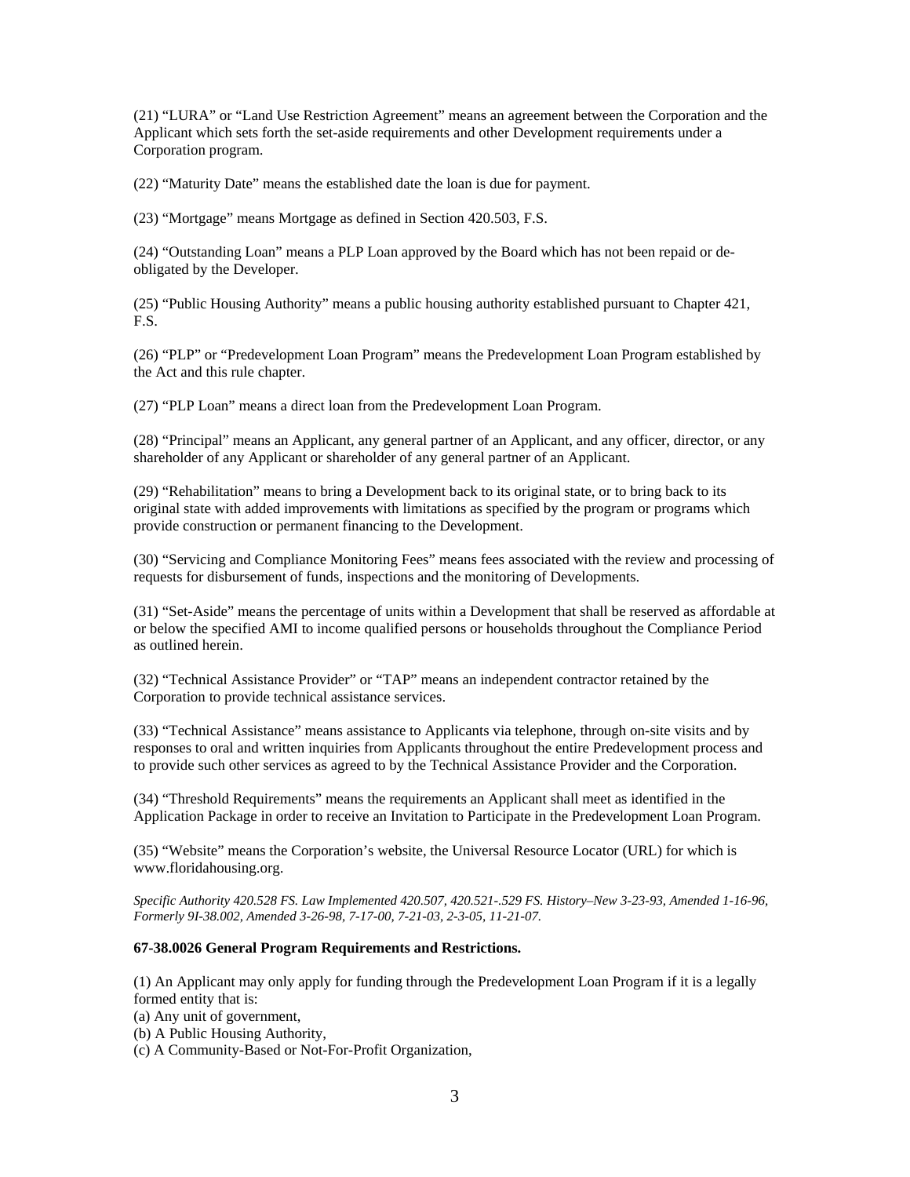(21) "LURA" or "Land Use Restriction Agreement" means an agreement between the Corporation and the Applicant which sets forth the set-aside requirements and other Development requirements under a Corporation program.

(22) "Maturity Date" means the established date the loan is due for payment.

(23) "Mortgage" means Mortgage as defined in Section 420.503, F.S.

(24) "Outstanding Loan" means a PLP Loan approved by the Board which has not been repaid or de-obligated by the Developer.

(25) "Public Housing Authority" means a public housing authority established pursuant to Chapter 421, F.S.

(26) "PLP" or "Predevelopment Loan Program" means the Predevelopment Loan Program established by the Act and this rule chapter.

(27) "PLP Loan" means a direct loan from the Predevelopment Loan Program.

(28) "Principal" means an Applicant, any general partner of an Applicant, and any officer, director, or any shareholder of any Applicant or shareholder of any general partner of an Applicant.

(29) "Rehabilitation" means to bring a Development back to its original state, or to bring back to its original state with added improvements with limitations as specified by the program or programs which provide construction or permanent financing to the Development.

(30) "Servicing and Compliance Monitoring Fees" means fees associated with the review and processing of requests for disbursement of funds, inspections and the monitoring of Developments.

(31) "Set-Aside" means the percentage of units within a Development that shall be reserved as affordable at or below the specified AMI to income qualified persons or households throughout the Compliance Period as outlined herein.

(32) "Technical Assistance Provider" or "TAP" means an independent contractor retained by the Corporation to provide technical assistance services.

(33) "Technical Assistance" means assistance to Applicants via telephone, through on-site visits and by responses to oral and written inquiries from Applicants throughout the entire Predevelopment process and to provide such other services as agreed to by the Technical Assistance Provider and the Corporation.

(34) "Threshold Requirements" means the requirements an Applicant shall meet as identified in the Application Package in order to receive an Invitation to Participate in the Predevelopment Loan Program.

(35) "Website" means the Corporation's website, the Universal Resource Locator (URL) for which is www.floridahousing.org.

*Specific Authority 420.528 FS. Law Implemented 420.507, 420.521-.529 FS. History–New 3-23-93, Amended 1-16-96, Formerly 9I-38.002, Amended 3-26-98, 7-17-00, 7-21-03, 2-3-05, 11-21-07.*

**67-38.0026 General Program Requirements and Restrictions.**

(1) An Applicant may only apply for funding through the Predevelopment Loan Program if it is a legally formed entity that is:
(a) Any unit of government,
(b) A Public Housing Authority,
(c) A Community-Based or Not-For-Profit Organization,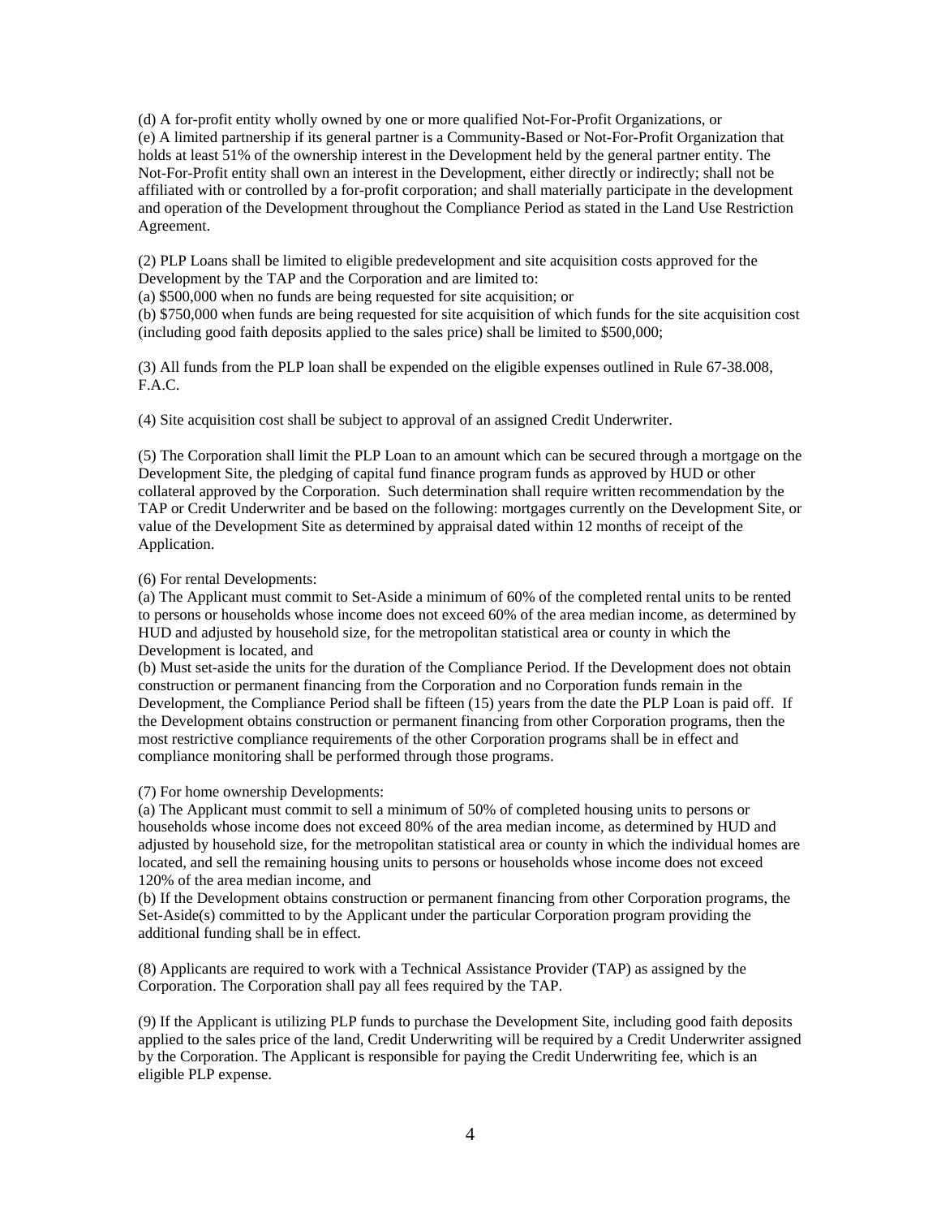(d) A for-profit entity wholly owned by one or more qualified Not-For-Profit Organizations, or
(e) A limited partnership if its general partner is a Community-Based or Not-For-Profit Organization that holds at least 51% of the ownership interest in the Development held by the general partner entity. The Not-For-Profit entity shall own an interest in the Development, either directly or indirectly; shall not be affiliated with or controlled by a for-profit corporation; and shall materially participate in the development and operation of the Development throughout the Compliance Period as stated in the Land Use Restriction Agreement.

(2) PLP Loans shall be limited to eligible predevelopment and site acquisition costs approved for the Development by the TAP and the Corporation and are limited to:
(a) $500,000 when no funds are being requested for site acquisition; or
(b) $750,000 when funds are being requested for site acquisition of which funds for the site acquisition cost (including good faith deposits applied to the sales price) shall be limited to $500,000;

(3) All funds from the PLP loan shall be expended on the eligible expenses outlined in Rule 67-38.008, F.A.C.

(4) Site acquisition cost shall be subject to approval of an assigned Credit Underwriter.

(5) The Corporation shall limit the PLP Loan to an amount which can be secured through a mortgage on the Development Site, the pledging of capital fund finance program funds as approved by HUD or other collateral approved by the Corporation. Such determination shall require written recommendation by the TAP or Credit Underwriter and be based on the following: mortgages currently on the Development Site, or value of the Development Site as determined by appraisal dated within 12 months of receipt of the Application.

(6) For rental Developments:
(a) The Applicant must commit to Set-Aside a minimum of 60% of the completed rental units to be rented to persons or households whose income does not exceed 60% of the area median income, as determined by HUD and adjusted by household size, for the metropolitan statistical area or county in which the Development is located, and
(b) Must set-aside the units for the duration of the Compliance Period. If the Development does not obtain construction or permanent financing from the Corporation and no Corporation funds remain in the Development, the Compliance Period shall be fifteen (15) years from the date the PLP Loan is paid off. If the Development obtains construction or permanent financing from other Corporation programs, then the most restrictive compliance requirements of the other Corporation programs shall be in effect and compliance monitoring shall be performed through those programs.

(7) For home ownership Developments:
(a) The Applicant must commit to sell a minimum of 50% of completed housing units to persons or households whose income does not exceed 80% of the area median income, as determined by HUD and adjusted by household size, for the metropolitan statistical area or county in which the individual homes are located, and sell the remaining housing units to persons or households whose income does not exceed 120% of the area median income, and
(b) If the Development obtains construction or permanent financing from other Corporation programs, the Set-Aside(s) committed to by the Applicant under the particular Corporation program providing the additional funding shall be in effect.

(8) Applicants are required to work with a Technical Assistance Provider (TAP) as assigned by the Corporation. The Corporation shall pay all fees required by the TAP.

(9) If the Applicant is utilizing PLP funds to purchase the Development Site, including good faith deposits applied to the sales price of the land, Credit Underwriting will be required by a Credit Underwriter assigned by the Corporation. The Applicant is responsible for paying the Credit Underwriting fee, which is an eligible PLP expense.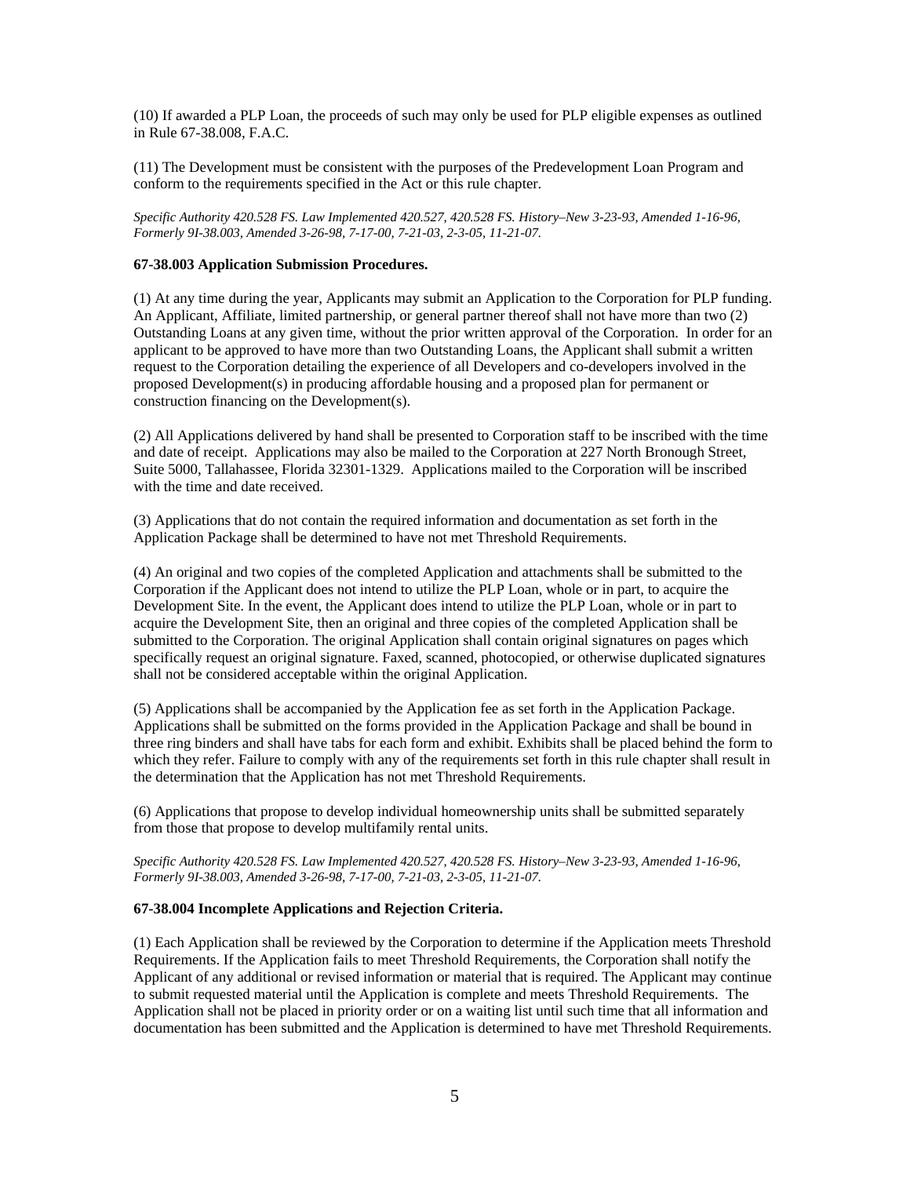(10) If awarded a PLP Loan, the proceeds of such may only be used for PLP eligible expenses as outlined in Rule 67-38.008, F.A.C.

(11) The Development must be consistent with the purposes of the Predevelopment Loan Program and conform to the requirements specified in the Act or this rule chapter.

*Specific Authority 420.528 FS. Law Implemented 420.527, 420.528 FS. History–New 3-23-93, Amended 1-16-96, Formerly 9I-38.003, Amended 3-26-98, 7-17-00, 7-21-03, 2-3-05, 11-21-07.*

**67-38.003 Application Submission Procedures.**

(1) At any time during the year, Applicants may submit an Application to the Corporation for PLP funding. An Applicant, Affiliate, limited partnership, or general partner thereof shall not have more than two (2) Outstanding Loans at any given time, without the prior written approval of the Corporation. In order for an applicant to be approved to have more than two Outstanding Loans, the Applicant shall submit a written request to the Corporation detailing the experience of all Developers and co-developers involved in the proposed Development(s) in producing affordable housing and a proposed plan for permanent or construction financing on the Development(s).

(2) All Applications delivered by hand shall be presented to Corporation staff to be inscribed with the time and date of receipt. Applications may also be mailed to the Corporation at 227 North Bronough Street, Suite 5000, Tallahassee, Florida 32301-1329. Applications mailed to the Corporation will be inscribed with the time and date received.

(3) Applications that do not contain the required information and documentation as set forth in the Application Package shall be determined to have not met Threshold Requirements.

(4) An original and two copies of the completed Application and attachments shall be submitted to the Corporation if the Applicant does not intend to utilize the PLP Loan, whole or in part, to acquire the Development Site. In the event, the Applicant does intend to utilize the PLP Loan, whole or in part to acquire the Development Site, then an original and three copies of the completed Application shall be submitted to the Corporation. The original Application shall contain original signatures on pages which specifically request an original signature. Faxed, scanned, photocopied, or otherwise duplicated signatures shall not be considered acceptable within the original Application.

(5) Applications shall be accompanied by the Application fee as set forth in the Application Package. Applications shall be submitted on the forms provided in the Application Package and shall be bound in three ring binders and shall have tabs for each form and exhibit. Exhibits shall be placed behind the form to which they refer. Failure to comply with any of the requirements set forth in this rule chapter shall result in the determination that the Application has not met Threshold Requirements.

(6) Applications that propose to develop individual homeownership units shall be submitted separately from those that propose to develop multifamily rental units.

*Specific Authority 420.528 FS. Law Implemented 420.527, 420.528 FS. History–New 3-23-93, Amended 1-16-96, Formerly 9I-38.003, Amended 3-26-98, 7-17-00, 7-21-03, 2-3-05, 11-21-07.*

**67-38.004 Incomplete Applications and Rejection Criteria.**

(1) Each Application shall be reviewed by the Corporation to determine if the Application meets Threshold Requirements. If the Application fails to meet Threshold Requirements, the Corporation shall notify the Applicant of any additional or revised information or material that is required. The Applicant may continue to submit requested material until the Application is complete and meets Threshold Requirements. The Application shall not be placed in priority order or on a waiting list until such time that all information and documentation has been submitted and the Application is determined to have met Threshold Requirements.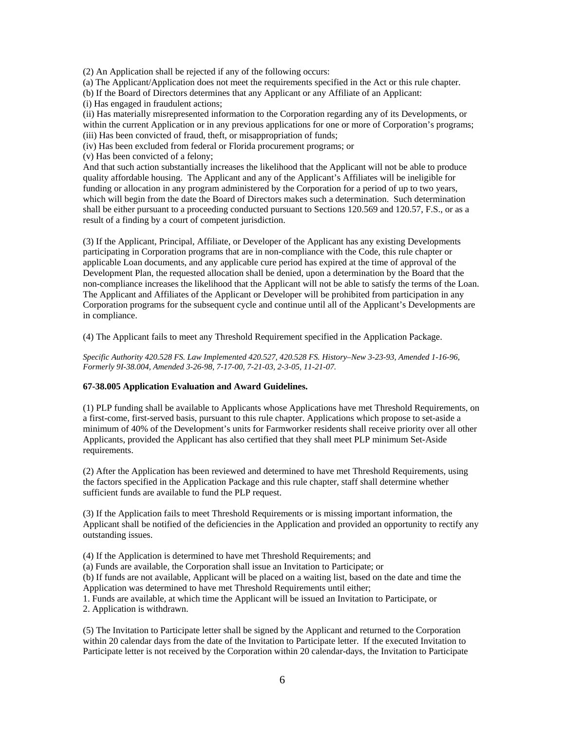(2) An Application shall be rejected if any of the following occurs:

(a) The Applicant/Application does not meet the requirements specified in the Act or this rule chapter.

(b) If the Board of Directors determines that any Applicant or any Affiliate of an Applicant:

(i) Has engaged in fraudulent actions;

(ii) Has materially misrepresented information to the Corporation regarding any of its Developments, or within the current Application or in any previous applications for one or more of Corporation's programs;

(iii) Has been convicted of fraud, theft, or misappropriation of funds;

(iv) Has been excluded from federal or Florida procurement programs; or

(v) Has been convicted of a felony;

And that such action substantially increases the likelihood that the Applicant will not be able to produce quality affordable housing. The Applicant and any of the Applicant's Affiliates will be ineligible for funding or allocation in any program administered by the Corporation for a period of up to two years, which will begin from the date the Board of Directors makes such a determination. Such determination shall be either pursuant to a proceeding conducted pursuant to Sections 120.569 and 120.57, F.S., or as a result of a finding by a court of competent jurisdiction.

(3) If the Applicant, Principal, Affiliate, or Developer of the Applicant has any existing Developments participating in Corporation programs that are in non-compliance with the Code, this rule chapter or applicable Loan documents, and any applicable cure period has expired at the time of approval of the Development Plan, the requested allocation shall be denied, upon a determination by the Board that the non-compliance increases the likelihood that the Applicant will not be able to satisfy the terms of the Loan. The Applicant and Affiliates of the Applicant or Developer will be prohibited from participation in any Corporation programs for the subsequent cycle and continue until all of the Applicant's Developments are in compliance.

(4) The Applicant fails to meet any Threshold Requirement specified in the Application Package.

*Specific Authority 420.528 FS. Law Implemented 420.527, 420.528 FS. History–New 3-23-93, Amended 1-16-96, Formerly 9I-38.004, Amended 3-26-98, 7-17-00, 7-21-03, 2-3-05, 11-21-07.*

**67-38.005 Application Evaluation and Award Guidelines.**

(1) PLP funding shall be available to Applicants whose Applications have met Threshold Requirements, on a first-come, first-served basis, pursuant to this rule chapter. Applications which propose to set-aside a minimum of 40% of the Development's units for Farmworker residents shall receive priority over all other Applicants, provided the Applicant has also certified that they shall meet PLP minimum Set-Aside requirements.

(2) After the Application has been reviewed and determined to have met Threshold Requirements, using the factors specified in the Application Package and this rule chapter, staff shall determine whether sufficient funds are available to fund the PLP request.

(3) If the Application fails to meet Threshold Requirements or is missing important information, the Applicant shall be notified of the deficiencies in the Application and provided an opportunity to rectify any outstanding issues.

(4) If the Application is determined to have met Threshold Requirements; and

(a) Funds are available, the Corporation shall issue an Invitation to Participate; or

(b) If funds are not available, Applicant will be placed on a waiting list, based on the date and time the Application was determined to have met Threshold Requirements until either;

1. Funds are available, at which time the Applicant will be issued an Invitation to Participate, or

2. Application is withdrawn.

(5) The Invitation to Participate letter shall be signed by the Applicant and returned to the Corporation within 20 calendar days from the date of the Invitation to Participate letter. If the executed Invitation to Participate letter is not received by the Corporation within 20 calendar-days, the Invitation to Participate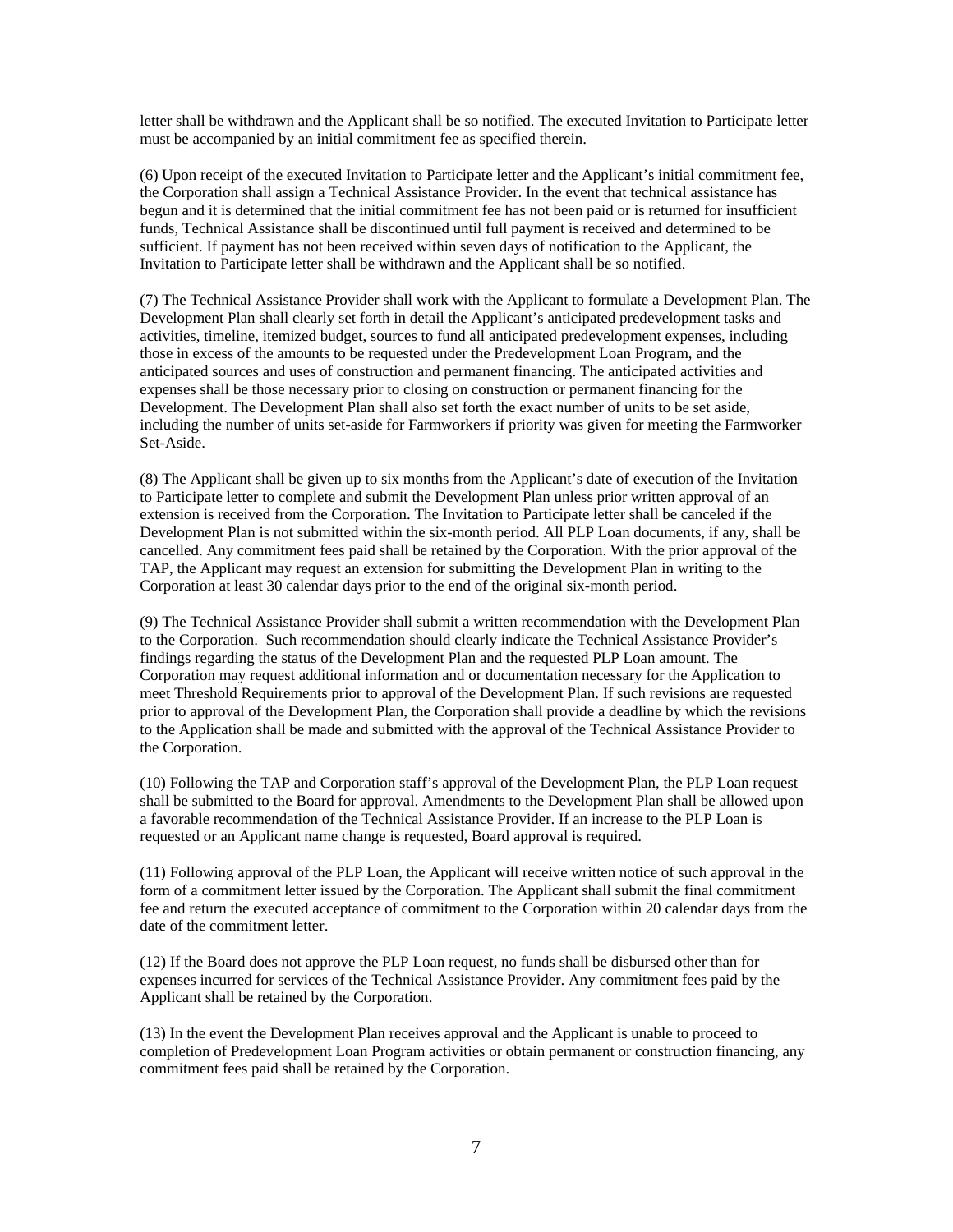letter shall be withdrawn and the Applicant shall be so notified. The executed Invitation to Participate letter must be accompanied by an initial commitment fee as specified therein.

(6) Upon receipt of the executed Invitation to Participate letter and the Applicant's initial commitment fee, the Corporation shall assign a Technical Assistance Provider. In the event that technical assistance has begun and it is determined that the initial commitment fee has not been paid or is returned for insufficient funds, Technical Assistance shall be discontinued until full payment is received and determined to be sufficient. If payment has not been received within seven days of notification to the Applicant, the Invitation to Participate letter shall be withdrawn and the Applicant shall be so notified.

(7) The Technical Assistance Provider shall work with the Applicant to formulate a Development Plan. The Development Plan shall clearly set forth in detail the Applicant's anticipated predevelopment tasks and activities, timeline, itemized budget, sources to fund all anticipated predevelopment expenses, including those in excess of the amounts to be requested under the Predevelopment Loan Program, and the anticipated sources and uses of construction and permanent financing. The anticipated activities and expenses shall be those necessary prior to closing on construction or permanent financing for the Development. The Development Plan shall also set forth the exact number of units to be set aside, including the number of units set-aside for Farmworkers if priority was given for meeting the Farmworker Set-Aside.

(8) The Applicant shall be given up to six months from the Applicant's date of execution of the Invitation to Participate letter to complete and submit the Development Plan unless prior written approval of an extension is received from the Corporation. The Invitation to Participate letter shall be canceled if the Development Plan is not submitted within the six-month period. All PLP Loan documents, if any, shall be cancelled. Any commitment fees paid shall be retained by the Corporation. With the prior approval of the TAP, the Applicant may request an extension for submitting the Development Plan in writing to the Corporation at least 30 calendar days prior to the end of the original six-month period.

(9) The Technical Assistance Provider shall submit a written recommendation with the Development Plan to the Corporation. Such recommendation should clearly indicate the Technical Assistance Provider's findings regarding the status of the Development Plan and the requested PLP Loan amount. The Corporation may request additional information and or documentation necessary for the Application to meet Threshold Requirements prior to approval of the Development Plan. If such revisions are requested prior to approval of the Development Plan, the Corporation shall provide a deadline by which the revisions to the Application shall be made and submitted with the approval of the Technical Assistance Provider to the Corporation.

(10) Following the TAP and Corporation staff's approval of the Development Plan, the PLP Loan request shall be submitted to the Board for approval. Amendments to the Development Plan shall be allowed upon a favorable recommendation of the Technical Assistance Provider. If an increase to the PLP Loan is requested or an Applicant name change is requested, Board approval is required.

(11) Following approval of the PLP Loan, the Applicant will receive written notice of such approval in the form of a commitment letter issued by the Corporation. The Applicant shall submit the final commitment fee and return the executed acceptance of commitment to the Corporation within 20 calendar days from the date of the commitment letter.

(12) If the Board does not approve the PLP Loan request, no funds shall be disbursed other than for expenses incurred for services of the Technical Assistance Provider. Any commitment fees paid by the Applicant shall be retained by the Corporation.

(13) In the event the Development Plan receives approval and the Applicant is unable to proceed to completion of Predevelopment Loan Program activities or obtain permanent or construction financing, any commitment fees paid shall be retained by the Corporation.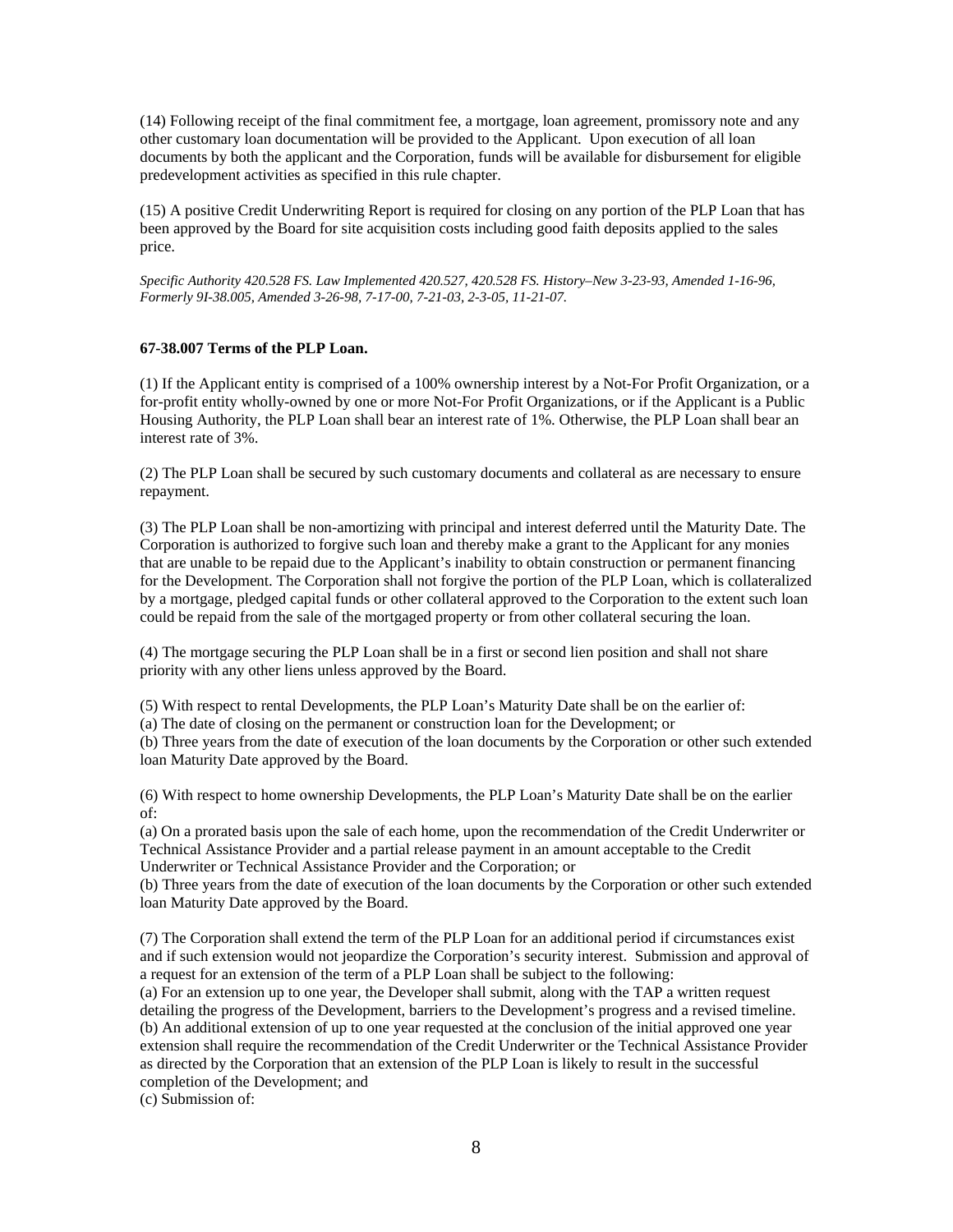(14) Following receipt of the final commitment fee, a mortgage, loan agreement, promissory note and any other customary loan documentation will be provided to the Applicant. Upon execution of all loan documents by both the applicant and the Corporation, funds will be available for disbursement for eligible predevelopment activities as specified in this rule chapter.

(15) A positive Credit Underwriting Report is required for closing on any portion of the PLP Loan that has been approved by the Board for site acquisition costs including good faith deposits applied to the sales price.

*Specific Authority 420.528 FS. Law Implemented 420.527, 420.528 FS. History–New 3-23-93, Amended 1-16-96, Formerly 9I-38.005, Amended 3-26-98, 7-17-00, 7-21-03, 2-3-05, 11-21-07.*

**67-38.007 Terms of the PLP Loan.**

(1) If the Applicant entity is comprised of a 100% ownership interest by a Not-For Profit Organization, or a for-profit entity wholly-owned by one or more Not-For Profit Organizations, or if the Applicant is a Public Housing Authority, the PLP Loan shall bear an interest rate of 1%. Otherwise, the PLP Loan shall bear an interest rate of 3%.

(2) The PLP Loan shall be secured by such customary documents and collateral as are necessary to ensure repayment.

(3) The PLP Loan shall be non-amortizing with principal and interest deferred until the Maturity Date. The Corporation is authorized to forgive such loan and thereby make a grant to the Applicant for any monies that are unable to be repaid due to the Applicant's inability to obtain construction or permanent financing for the Development. The Corporation shall not forgive the portion of the PLP Loan, which is collateralized by a mortgage, pledged capital funds or other collateral approved to the Corporation to the extent such loan could be repaid from the sale of the mortgaged property or from other collateral securing the loan.

(4) The mortgage securing the PLP Loan shall be in a first or second lien position and shall not share priority with any other liens unless approved by the Board.

(5) With respect to rental Developments, the PLP Loan's Maturity Date shall be on the earlier of:
(a) The date of closing on the permanent or construction loan for the Development; or
(b) Three years from the date of execution of the loan documents by the Corporation or other such extended loan Maturity Date approved by the Board.

(6) With respect to home ownership Developments, the PLP Loan's Maturity Date shall be on the earlier of:
(a) On a prorated basis upon the sale of each home, upon the recommendation of the Credit Underwriter or Technical Assistance Provider and a partial release payment in an amount acceptable to the Credit Underwriter or Technical Assistance Provider and the Corporation; or
(b) Three years from the date of execution of the loan documents by the Corporation or other such extended loan Maturity Date approved by the Board.

(7) The Corporation shall extend the term of the PLP Loan for an additional period if circumstances exist and if such extension would not jeopardize the Corporation's security interest. Submission and approval of a request for an extension of the term of a PLP Loan shall be subject to the following:
(a) For an extension up to one year, the Developer shall submit, along with the TAP a written request detailing the progress of the Development, barriers to the Development's progress and a revised timeline.
(b) An additional extension of up to one year requested at the conclusion of the initial approved one year extension shall require the recommendation of the Credit Underwriter or the Technical Assistance Provider as directed by the Corporation that an extension of the PLP Loan is likely to result in the successful completion of the Development; and
(c) Submission of: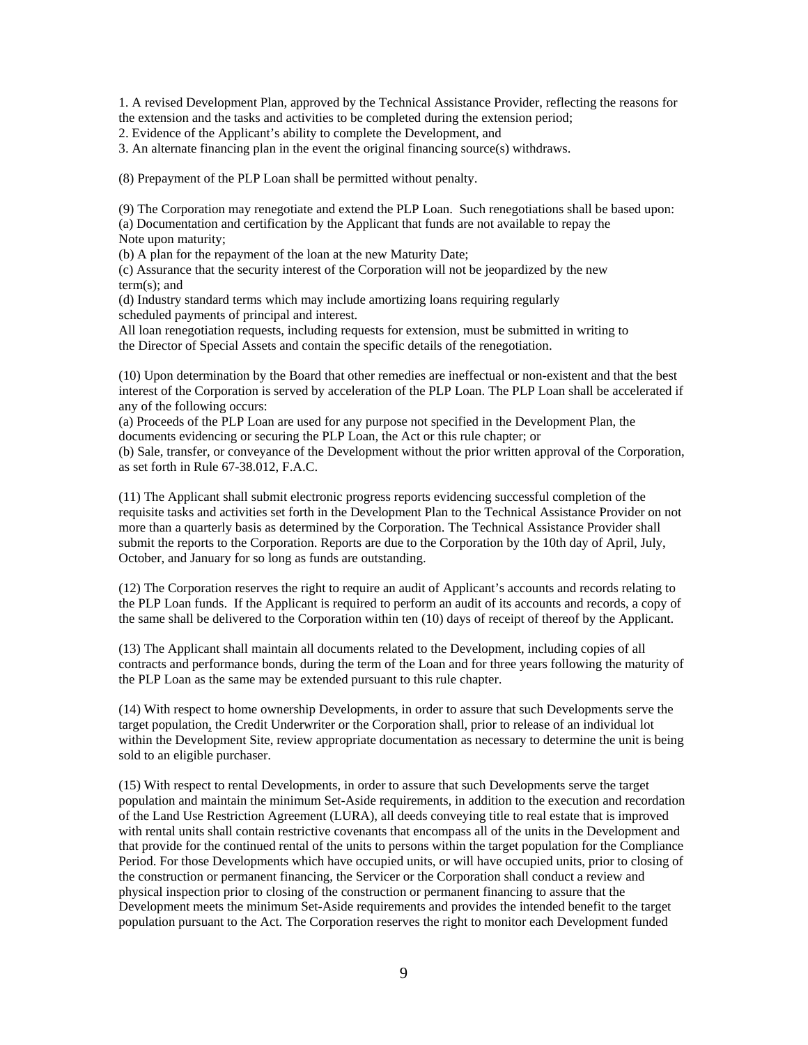1. A revised Development Plan, approved by the Technical Assistance Provider, reflecting the reasons for the extension and the tasks and activities to be completed during the extension period;
2. Evidence of the Applicant's ability to complete the Development, and
3. An alternate financing plan in the event the original financing source(s) withdraws.

(8) Prepayment of the PLP Loan shall be permitted without penalty.

(9) The Corporation may renegotiate and extend the PLP Loan. Such renegotiations shall be based upon:
(a) Documentation and certification by the Applicant that funds are not available to repay the Note upon maturity;
(b) A plan for the repayment of the loan at the new Maturity Date;
(c) Assurance that the security interest of the Corporation will not be jeopardized by the new term(s); and
(d) Industry standard terms which may include amortizing loans requiring regularly scheduled payments of principal and interest.
All loan renegotiation requests, including requests for extension, must be submitted in writing to the Director of Special Assets and contain the specific details of the renegotiation.

(10) Upon determination by the Board that other remedies are ineffectual or non-existent and that the best interest of the Corporation is served by acceleration of the PLP Loan. The PLP Loan shall be accelerated if any of the following occurs:
(a) Proceeds of the PLP Loan are used for any purpose not specified in the Development Plan, the documents evidencing or securing the PLP Loan, the Act or this rule chapter; or
(b) Sale, transfer, or conveyance of the Development without the prior written approval of the Corporation, as set forth in Rule 67-38.012, F.A.C.

(11) The Applicant shall submit electronic progress reports evidencing successful completion of the requisite tasks and activities set forth in the Development Plan to the Technical Assistance Provider on not more than a quarterly basis as determined by the Corporation. The Technical Assistance Provider shall submit the reports to the Corporation. Reports are due to the Corporation by the 10th day of April, July, October, and January for so long as funds are outstanding.

(12) The Corporation reserves the right to require an audit of Applicant's accounts and records relating to the PLP Loan funds. If the Applicant is required to perform an audit of its accounts and records, a copy of the same shall be delivered to the Corporation within ten (10) days of receipt of thereof by the Applicant.

(13) The Applicant shall maintain all documents related to the Development, including copies of all contracts and performance bonds, during the term of the Loan and for three years following the maturity of the PLP Loan as the same may be extended pursuant to this rule chapter.

(14) With respect to home ownership Developments, in order to assure that such Developments serve the target population, the Credit Underwriter or the Corporation shall, prior to release of an individual lot within the Development Site, review appropriate documentation as necessary to determine the unit is being sold to an eligible purchaser.

(15) With respect to rental Developments, in order to assure that such Developments serve the target population and maintain the minimum Set-Aside requirements, in addition to the execution and recordation of the Land Use Restriction Agreement (LURA), all deeds conveying title to real estate that is improved with rental units shall contain restrictive covenants that encompass all of the units in the Development and that provide for the continued rental of the units to persons within the target population for the Compliance Period. For those Developments which have occupied units, or will have occupied units, prior to closing of the construction or permanent financing, the Servicer or the Corporation shall conduct a review and physical inspection prior to closing of the construction or permanent financing to assure that the Development meets the minimum Set-Aside requirements and provides the intended benefit to the target population pursuant to the Act. The Corporation reserves the right to monitor each Development funded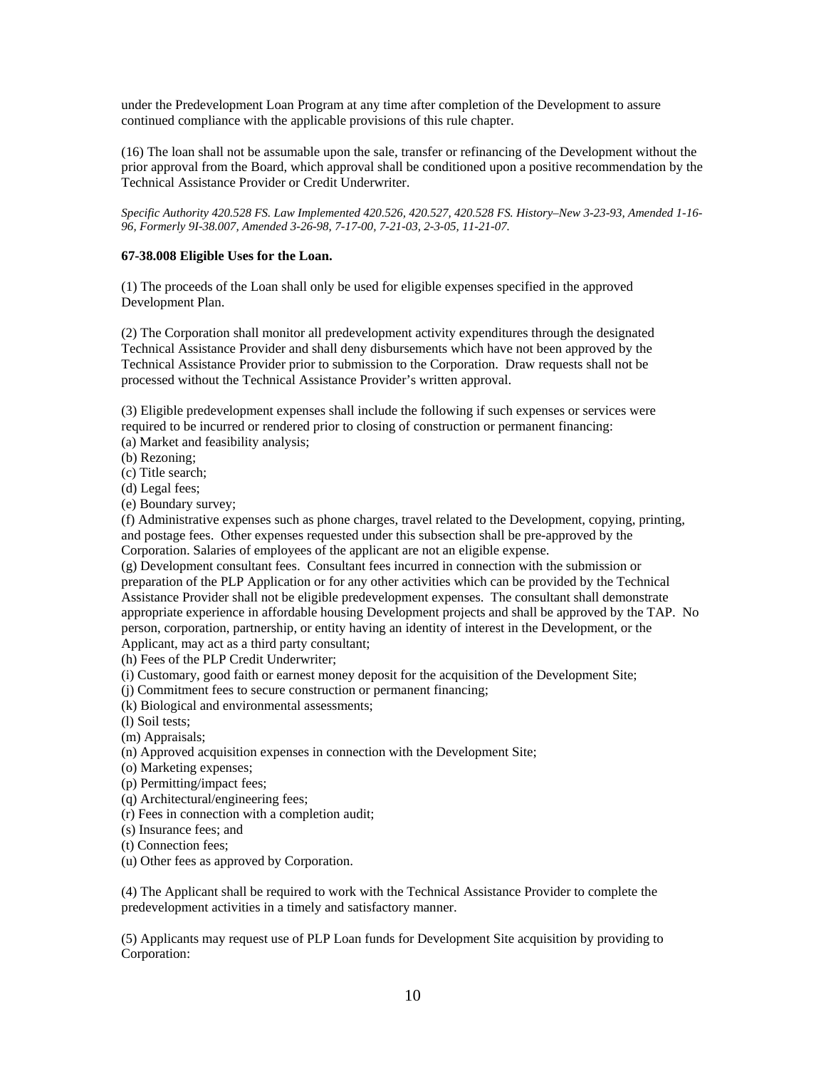under the Predevelopment Loan Program at any time after completion of the Development to assure continued compliance with the applicable provisions of this rule chapter.

(16) The loan shall not be assumable upon the sale, transfer or refinancing of the Development without the prior approval from the Board, which approval shall be conditioned upon a positive recommendation by the Technical Assistance Provider or Credit Underwriter.

*Specific Authority 420.528 FS. Law Implemented 420.526, 420.527, 420.528 FS. History–New 3-23-93, Amended 1-16-96, Formerly 9I-38.007, Amended 3-26-98, 7-17-00, 7-21-03, 2-3-05, 11-21-07.*

**67-38.008 Eligible Uses for the Loan.**

(1) The proceeds of the Loan shall only be used for eligible expenses specified in the approved Development Plan.

(2) The Corporation shall monitor all predevelopment activity expenditures through the designated Technical Assistance Provider and shall deny disbursements which have not been approved by the Technical Assistance Provider prior to submission to the Corporation. Draw requests shall not be processed without the Technical Assistance Provider's written approval.

(3) Eligible predevelopment expenses shall include the following if such expenses or services were required to be incurred or rendered prior to closing of construction or permanent financing:
(a) Market and feasibility analysis;
(b) Rezoning;
(c) Title search;
(d) Legal fees;
(e) Boundary survey;
(f) Administrative expenses such as phone charges, travel related to the Development, copying, printing, and postage fees. Other expenses requested under this subsection shall be pre-approved by the Corporation. Salaries of employees of the applicant are not an eligible expense.
(g) Development consultant fees. Consultant fees incurred in connection with the submission or preparation of the PLP Application or for any other activities which can be provided by the Technical Assistance Provider shall not be eligible predevelopment expenses. The consultant shall demonstrate appropriate experience in affordable housing Development projects and shall be approved by the TAP. No person, corporation, partnership, or entity having an identity of interest in the Development, or the Applicant, may act as a third party consultant;
(h) Fees of the PLP Credit Underwriter;
(i) Customary, good faith or earnest money deposit for the acquisition of the Development Site;
(j) Commitment fees to secure construction or permanent financing;
(k) Biological and environmental assessments;
(l) Soil tests;
(m) Appraisals;
(n) Approved acquisition expenses in connection with the Development Site;
(o) Marketing expenses;
(p) Permitting/impact fees;
(q) Architectural/engineering fees;
(r) Fees in connection with a completion audit;
(s) Insurance fees; and
(t) Connection fees;
(u) Other fees as approved by Corporation.

(4) The Applicant shall be required to work with the Technical Assistance Provider to complete the predevelopment activities in a timely and satisfactory manner.

(5) Applicants may request use of PLP Loan funds for Development Site acquisition by providing to Corporation: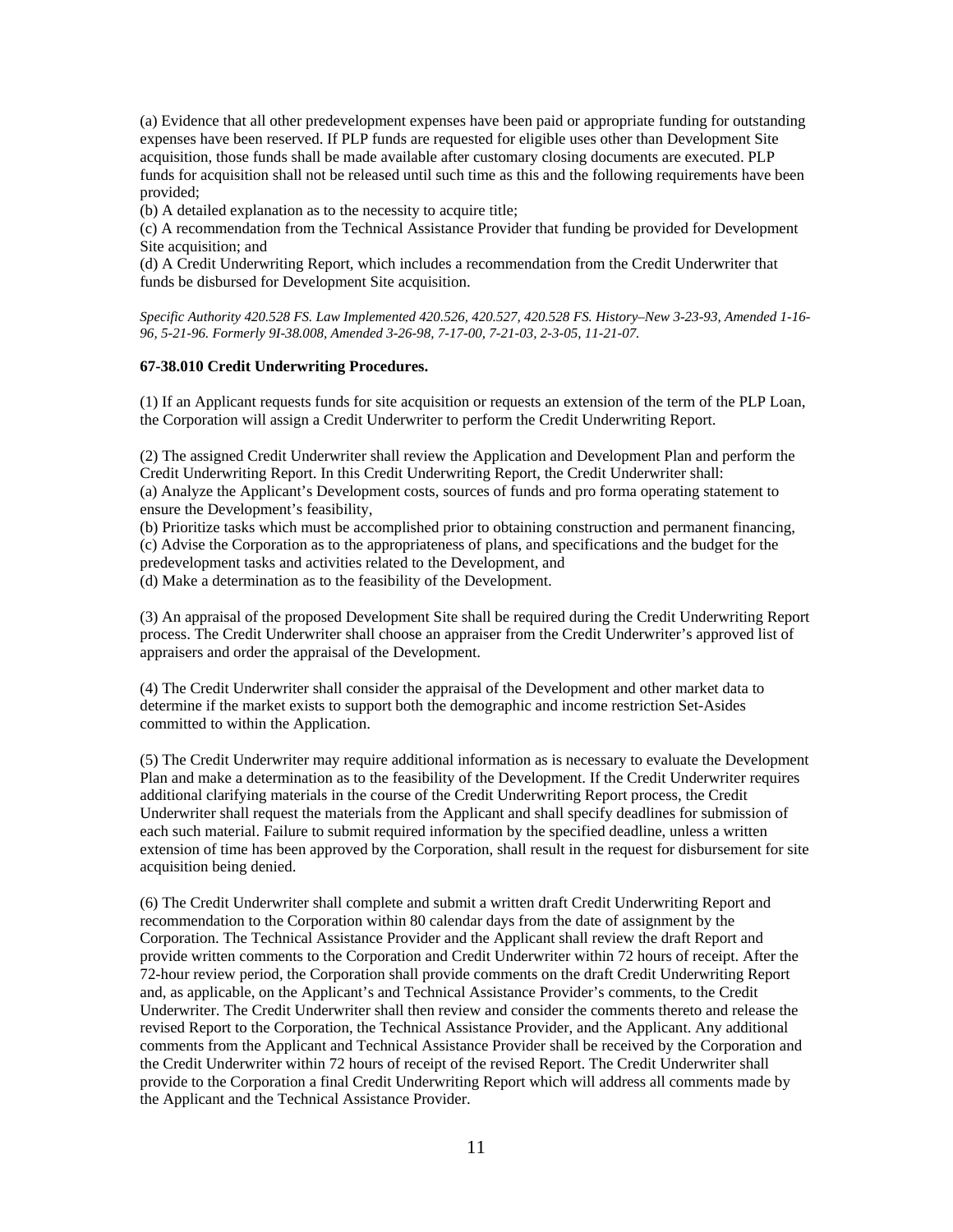(a) Evidence that all other predevelopment expenses have been paid or appropriate funding for outstanding expenses have been reserved. If PLP funds are requested for eligible uses other than Development Site acquisition, those funds shall be made available after customary closing documents are executed. PLP funds for acquisition shall not be released until such time as this and the following requirements have been provided;

(b) A detailed explanation as to the necessity to acquire title;

(c) A recommendation from the Technical Assistance Provider that funding be provided for Development Site acquisition; and

(d) A Credit Underwriting Report, which includes a recommendation from the Credit Underwriter that funds be disbursed for Development Site acquisition.

*Specific Authority 420.528 FS. Law Implemented 420.526, 420.527, 420.528 FS. History–New 3-23-93, Amended 1-16-96, 5-21-96. Formerly 9I-38.008, Amended 3-26-98, 7-17-00, 7-21-03, 2-3-05, 11-21-07.*

**67-38.010 Credit Underwriting Procedures.**

(1) If an Applicant requests funds for site acquisition or requests an extension of the term of the PLP Loan, the Corporation will assign a Credit Underwriter to perform the Credit Underwriting Report.

(2) The assigned Credit Underwriter shall review the Application and Development Plan and perform the Credit Underwriting Report. In this Credit Underwriting Report, the Credit Underwriter shall:

(a) Analyze the Applicant's Development costs, sources of funds and pro forma operating statement to ensure the Development's feasibility,

(b) Prioritize tasks which must be accomplished prior to obtaining construction and permanent financing,

(c) Advise the Corporation as to the appropriateness of plans, and specifications and the budget for the predevelopment tasks and activities related to the Development, and

(d) Make a determination as to the feasibility of the Development.

(3) An appraisal of the proposed Development Site shall be required during the Credit Underwriting Report process. The Credit Underwriter shall choose an appraiser from the Credit Underwriter's approved list of appraisers and order the appraisal of the Development.

(4) The Credit Underwriter shall consider the appraisal of the Development and other market data to determine if the market exists to support both the demographic and income restriction Set-Asides committed to within the Application.

(5) The Credit Underwriter may require additional information as is necessary to evaluate the Development Plan and make a determination as to the feasibility of the Development. If the Credit Underwriter requires additional clarifying materials in the course of the Credit Underwriting Report process, the Credit Underwriter shall request the materials from the Applicant and shall specify deadlines for submission of each such material. Failure to submit required information by the specified deadline, unless a written extension of time has been approved by the Corporation, shall result in the request for disbursement for site acquisition being denied.

(6) The Credit Underwriter shall complete and submit a written draft Credit Underwriting Report and recommendation to the Corporation within 80 calendar days from the date of assignment by the Corporation. The Technical Assistance Provider and the Applicant shall review the draft Report and provide written comments to the Corporation and Credit Underwriter within 72 hours of receipt. After the 72-hour review period, the Corporation shall provide comments on the draft Credit Underwriting Report and, as applicable, on the Applicant's and Technical Assistance Provider's comments, to the Credit Underwriter. The Credit Underwriter shall then review and consider the comments thereto and release the revised Report to the Corporation, the Technical Assistance Provider, and the Applicant. Any additional comments from the Applicant and Technical Assistance Provider shall be received by the Corporation and the Credit Underwriter within 72 hours of receipt of the revised Report. The Credit Underwriter shall provide to the Corporation a final Credit Underwriting Report which will address all comments made by the Applicant and the Technical Assistance Provider.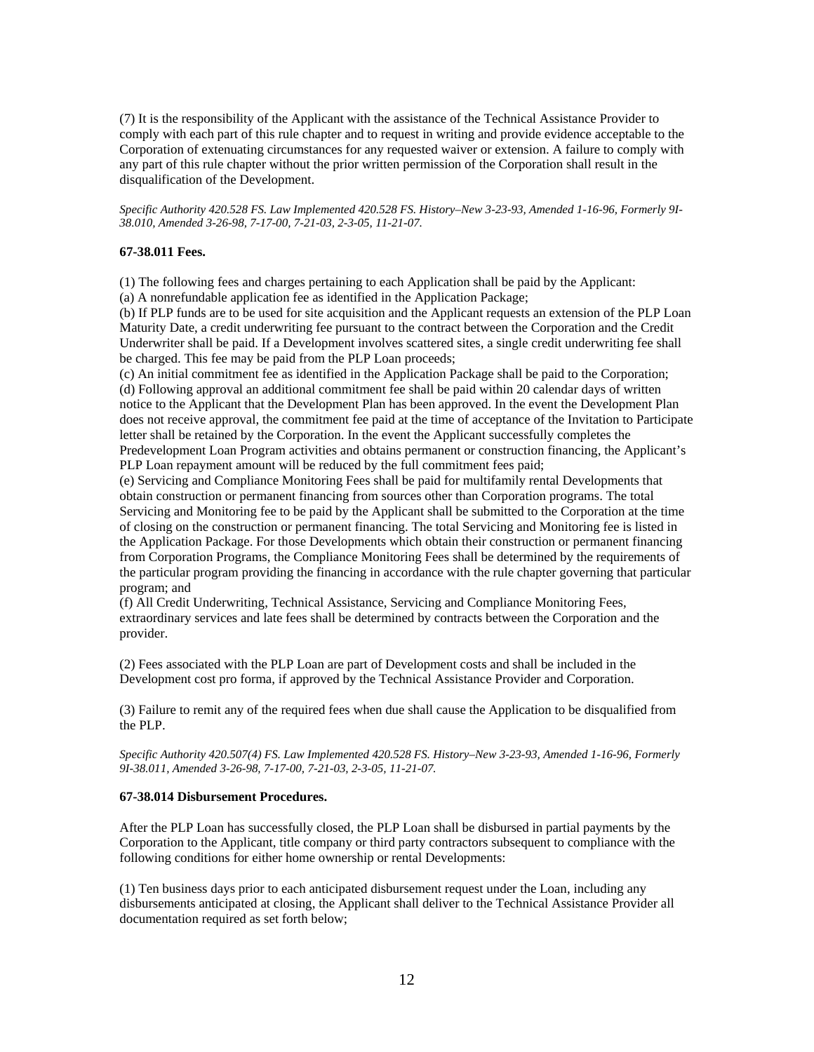(7) It is the responsibility of the Applicant with the assistance of the Technical Assistance Provider to comply with each part of this rule chapter and to request in writing and provide evidence acceptable to the Corporation of extenuating circumstances for any requested waiver or extension. A failure to comply with any part of this rule chapter without the prior written permission of the Corporation shall result in the disqualification of the Development.

*Specific Authority 420.528 FS. Law Implemented 420.528 FS. History–New 3-23-93, Amended 1-16-96, Formerly 9I-38.010, Amended 3-26-98, 7-17-00, 7-21-03, 2-3-05, 11-21-07.*

**67-38.011 Fees.**

(1) The following fees and charges pertaining to each Application shall be paid by the Applicant:
(a) A nonrefundable application fee as identified in the Application Package;
(b) If PLP funds are to be used for site acquisition and the Applicant requests an extension of the PLP Loan Maturity Date, a credit underwriting fee pursuant to the contract between the Corporation and the Credit Underwriter shall be paid. If a Development involves scattered sites, a single credit underwriting fee shall be charged. This fee may be paid from the PLP Loan proceeds;
(c) An initial commitment fee as identified in the Application Package shall be paid to the Corporation;
(d) Following approval an additional commitment fee shall be paid within 20 calendar days of written notice to the Applicant that the Development Plan has been approved. In the event the Development Plan does not receive approval, the commitment fee paid at the time of acceptance of the Invitation to Participate letter shall be retained by the Corporation. In the event the Applicant successfully completes the Predevelopment Loan Program activities and obtains permanent or construction financing, the Applicant's PLP Loan repayment amount will be reduced by the full commitment fees paid;
(e) Servicing and Compliance Monitoring Fees shall be paid for multifamily rental Developments that obtain construction or permanent financing from sources other than Corporation programs. The total Servicing and Monitoring fee to be paid by the Applicant shall be submitted to the Corporation at the time of closing on the construction or permanent financing. The total Servicing and Monitoring fee is listed in the Application Package. For those Developments which obtain their construction or permanent financing from Corporation Programs, the Compliance Monitoring Fees shall be determined by the requirements of the particular program providing the financing in accordance with the rule chapter governing that particular program; and
(f) All Credit Underwriting, Technical Assistance, Servicing and Compliance Monitoring Fees, extraordinary services and late fees shall be determined by contracts between the Corporation and the provider.

(2) Fees associated with the PLP Loan are part of Development costs and shall be included in the Development cost pro forma, if approved by the Technical Assistance Provider and Corporation.

(3) Failure to remit any of the required fees when due shall cause the Application to be disqualified from the PLP.

*Specific Authority 420.507(4) FS. Law Implemented 420.528 FS. History–New 3-23-93, Amended 1-16-96, Formerly 9I-38.011, Amended 3-26-98, 7-17-00, 7-21-03, 2-3-05, 11-21-07.*

**67-38.014 Disbursement Procedures.**

After the PLP Loan has successfully closed, the PLP Loan shall be disbursed in partial payments by the Corporation to the Applicant, title company or third party contractors subsequent to compliance with the following conditions for either home ownership or rental Developments:

(1) Ten business days prior to each anticipated disbursement request under the Loan, including any disbursements anticipated at closing, the Applicant shall deliver to the Technical Assistance Provider all documentation required as set forth below;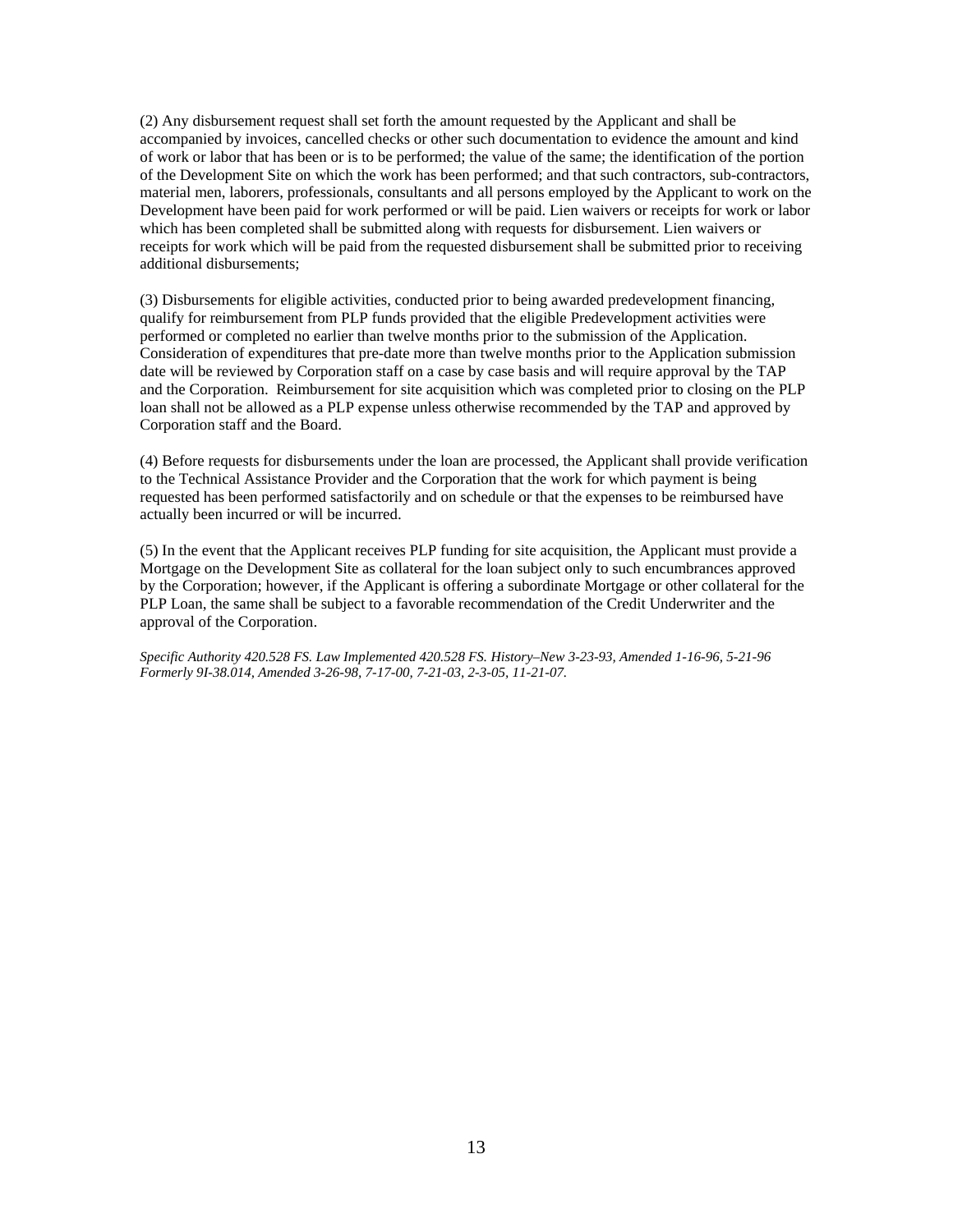(2) Any disbursement request shall set forth the amount requested by the Applicant and shall be accompanied by invoices, cancelled checks or other such documentation to evidence the amount and kind of work or labor that has been or is to be performed; the value of the same; the identification of the portion of the Development Site on which the work has been performed; and that such contractors, sub-contractors, material men, laborers, professionals, consultants and all persons employed by the Applicant to work on the Development have been paid for work performed or will be paid. Lien waivers or receipts for work or labor which has been completed shall be submitted along with requests for disbursement. Lien waivers or receipts for work which will be paid from the requested disbursement shall be submitted prior to receiving additional disbursements;

(3) Disbursements for eligible activities, conducted prior to being awarded predevelopment financing, qualify for reimbursement from PLP funds provided that the eligible Predevelopment activities were performed or completed no earlier than twelve months prior to the submission of the Application. Consideration of expenditures that pre-date more than twelve months prior to the Application submission date will be reviewed by Corporation staff on a case by case basis and will require approval by the TAP and the Corporation. Reimbursement for site acquisition which was completed prior to closing on the PLP loan shall not be allowed as a PLP expense unless otherwise recommended by the TAP and approved by Corporation staff and the Board.

(4) Before requests for disbursements under the loan are processed, the Applicant shall provide verification to the Technical Assistance Provider and the Corporation that the work for which payment is being requested has been performed satisfactorily and on schedule or that the expenses to be reimbursed have actually been incurred or will be incurred.

(5) In the event that the Applicant receives PLP funding for site acquisition, the Applicant must provide a Mortgage on the Development Site as collateral for the loan subject only to such encumbrances approved by the Corporation; however, if the Applicant is offering a subordinate Mortgage or other collateral for the PLP Loan, the same shall be subject to a favorable recommendation of the Credit Underwriter and the approval of the Corporation.

*Specific Authority 420.528 FS. Law Implemented 420.528 FS. History–New 3-23-93, Amended 1-16-96, 5-21-96 Formerly 9I-38.014, Amended 3-26-98, 7-17-00, 7-21-03, 2-3-05, 11-21-07.*